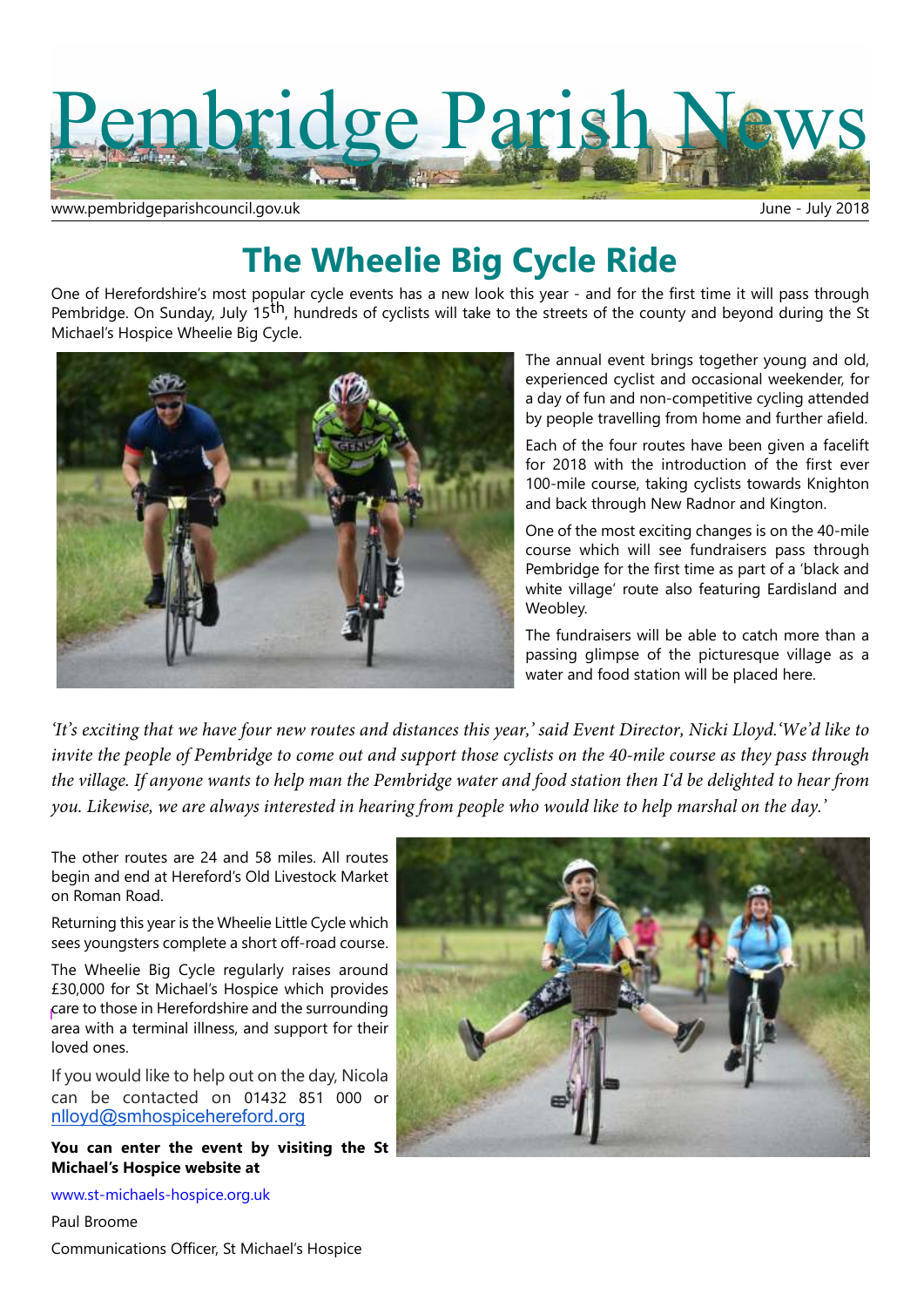# Pembridge Parish News

www.pembridgeparishcouncil.gov.uk June - July 2018

## The Wheelie Big Cycle Ride

One of Herefordshire's most popular cycle events has a new look this year - and for the first time it will pass through Pembridge. On Sunday, July 15th, hundreds of cyclists will take to the streets of the county and beyond during the St Michael's Hospice Wheelie Big Cycle.

The annual event brings together young and old, experienced cyclist and occasional weekender, for a day of fun and non-competitive cycling attended by people travelling from home and further afield.

Each of the four routes have been given a facelift for 2018 with the introduction of the first ever 100-mile course, taking cyclists towards Knighton and back through New Radnor and Kington.

One of the most exciting changes is on the 40-mile course which will see fundraisers pass through Pembridge for the first time as part of a 'black and white village' route also featuring Eardisland and Weobley.

The fundraisers will be able to catch more than a passing glimpse of the picturesque village as a water and food station will be placed here.

*'It's exciting that we have four new routes and distances this year,' said Event Director, Nicki Lloyd.'We'd like to invite the people of Pembridge to come out and support those cyclists on the 40-mile course as they pass through the village. If anyone wants to help man the Pembridge water and food station then I'd be delighted to hear from you. Likewise, we are always interested in hearing from people who would like to help marshal on the day.'*

The other routes are 24 and 58 miles. All routes begin and end at Hereford's Old Livestock Market on Roman Road.

Returning this year is the Wheelie Little Cycle which sees youngsters complete a short off-road course.

The Wheelie Big Cycle regularly raises around £30,000 for St Michael's Hospice which provides care to those in Herefordshire and the surrounding area with a terminal illness, and support for their loved ones.

If you would like to help out on the day, Nicola can be contacted on 01432 851 000 or nlloyd@smhospicehereford.org

**You can enter the event by visiting the St Michael's Hospice website at**

www.st-michaels-hospice.org.uk

Paul Broome

Communications Officer, St Michael's Hospice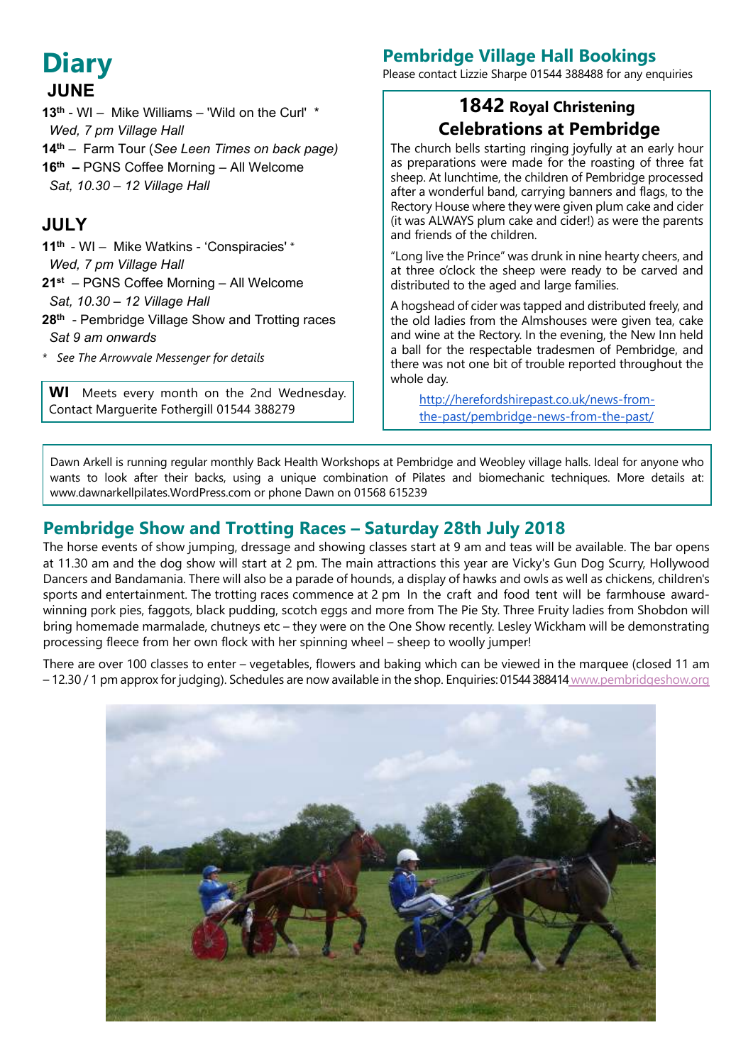# Diary

## JUNE

**13th** - WI – Mike Williams – 'Wild on the Curl' *
*Wed, 7 pm Village Hall*

**14th** – Farm Tour (*See Leen Times on back page)*

**16th –** PGNS Coffee Morning – All Welcome
*Sat, 10.30 – 12 Village Hall*

## JULY

**11th** - WI – Mike Watkins - 'Conspiracies' *
*Wed, 7 pm Village Hall*

**21st** – PGNS Coffee Morning – All Welcome
*Sat, 10.30 – 12 Village Hall*

**28th** - Pembridge Village Show and Trotting races
*Sat 9 am onwards*

* *See The Arrowvale Messenger for details*

**WI** Meets every month on the 2nd Wednesday. Contact Marguerite Fothergill 01544 388279

## Pembridge Village Hall Bookings

Please contact Lizzie Sharpe 01544 388488 for any enquiries

### 1842 Royal Christening Celebrations at Pembridge

The church bells starting ringing joyfully at an early hour as preparations were made for the roasting of three fat sheep. At lunchtime, the children of Pembridge processed after a wonderful band, carrying banners and flags, to the Rectory House where they were given plum cake and cider (it was ALWAYS plum cake and cider!) as were the parents and friends of the children.

"Long live the Prince" was drunk in nine hearty cheers, and at three o'clock the sheep were ready to be carved and distributed to the aged and large families.

A hogshead of cider was tapped and distributed freely, and the old ladies from the Almshouses were given tea, cake and wine at the Rectory. In the evening, the New Inn held a ball for the respectable tradesmen of Pembridge, and there was not one bit of trouble reported throughout the whole day.

http://herefordshirepast.co.uk/news-from-the-past/pembridge-news-from-the-past/

Dawn Arkell is running regular monthly Back Health Workshops at Pembridge and Weobley village halls. Ideal for anyone who wants to look after their backs, using a unique combination of Pilates and biomechanic techniques. More details at: www.dawnarkellpilates.WordPress.com or phone Dawn on 01568 615239

## Pembridge Show and Trotting Races – Saturday 28th July 2018

The horse events of show jumping, dressage and showing classes start at 9 am and teas will be available. The bar opens at 11.30 am and the dog show will start at 2 pm. The main attractions this year are Vicky's Gun Dog Scurry, Hollywood Dancers and Bandamania. There will also be a parade of hounds, a display of hawks and owls as well as chickens, children's sports and entertainment. The trotting races commence at 2 pm In the craft and food tent will be farmhouse award-winning pork pies, faggots, black pudding, scotch eggs and more from The Pie Sty. Three Fruity ladies from Shobdon will bring homemade marmalade, chutneys etc – they were on the One Show recently. Lesley Wickham will be demonstrating processing fleece from her own flock with her spinning wheel – sheep to woolly jumper!

There are over 100 classes to enter – vegetables, flowers and baking which can be viewed in the marquee (closed 11 am – 12.30 / 1 pm approx for judging). Schedules are now available in the shop. Enquiries: 01544 388414 www.pembridgeshow.org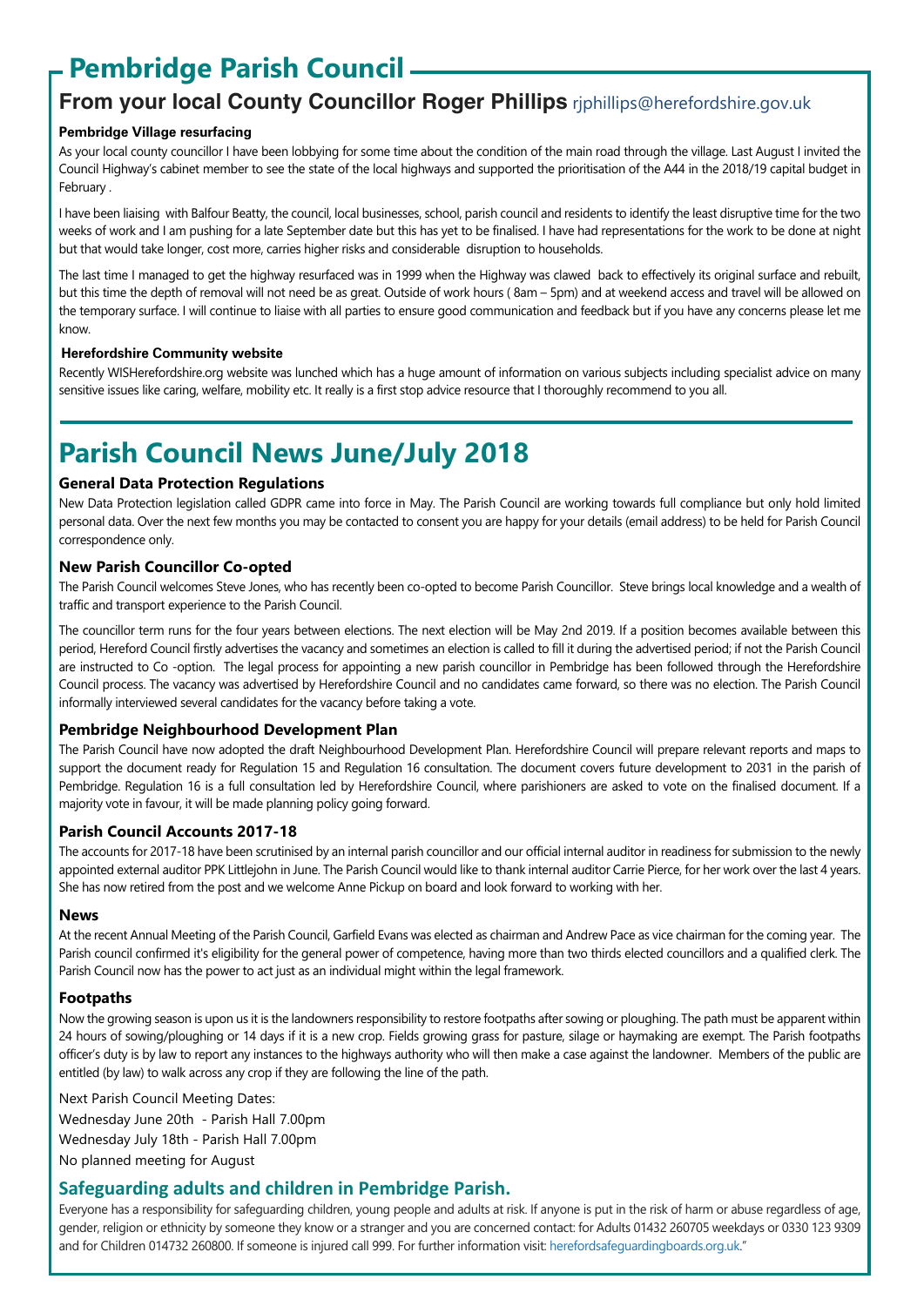# Pembridge Parish Council

## From your local County Councillor Roger Phillips rjphillips@herefordshire.gov.uk

### Pembridge Village resurfacing

As your local county councillor I have been lobbying for some time about the condition of the main road through the village. Last August I invited the Council Highway's cabinet member to see the state of the local highways and supported the prioritisation of the A44 in the 2018/19 capital budget in February .

I have been liaising with Balfour Beatty, the council, local businesses, school, parish council and residents to identify the least disruptive time for the two weeks of work and I am pushing for a late September date but this has yet to be finalised. I have had representations for the work to be done at night but that would take longer, cost more, carries higher risks and considerable disruption to households.

The last time I managed to get the highway resurfaced was in 1999 when the Highway was clawed back to effectively its original surface and rebuilt, but this time the depth of removal will not need be as great. Outside of work hours ( 8am – 5pm) and at weekend access and travel will be allowed on the temporary surface. I will continue to liaise with all parties to ensure good communication and feedback but if you have any concerns please let me know.

### Herefordshire Community website

Recently WISHerefordshire.org website was lunched which has a huge amount of information on various subjects including specialist advice on many sensitive issues like caring, welfare, mobility etc. It really is a first stop advice resource that I thoroughly recommend to you all.

# Parish Council News June/July 2018

### General Data Protection Regulations

New Data Protection legislation called GDPR came into force in May. The Parish Council are working towards full compliance but only hold limited personal data. Over the next few months you may be contacted to consent you are happy for your details (email address) to be held for Parish Council correspondence only.

### New Parish Councillor Co-opted

The Parish Council welcomes Steve Jones, who has recently been co-opted to become Parish Councillor. Steve brings local knowledge and a wealth of traffic and transport experience to the Parish Council.

The councillor term runs for the four years between elections. The next election will be May 2nd 2019. If a position becomes available between this period, Hereford Council firstly advertises the vacancy and sometimes an election is called to fill it during the advertised period; if not the Parish Council are instructed to Co -option. The legal process for appointing a new parish councillor in Pembridge has been followed through the Herefordshire Council process. The vacancy was advertised by Herefordshire Council and no candidates came forward, so there was no election. The Parish Council informally interviewed several candidates for the vacancy before taking a vote.

### Pembridge Neighbourhood Development Plan

The Parish Council have now adopted the draft Neighbourhood Development Plan. Herefordshire Council will prepare relevant reports and maps to support the document ready for Regulation 15 and Regulation 16 consultation. The document covers future development to 2031 in the parish of Pembridge. Regulation 16 is a full consultation led by Herefordshire Council, where parishioners are asked to vote on the finalised document. If a majority vote in favour, it will be made planning policy going forward.

### Parish Council Accounts 2017-18

The accounts for 2017-18 have been scrutinised by an internal parish councillor and our official internal auditor in readiness for submission to the newly appointed external auditor PPK Littlejohn in June. The Parish Council would like to thank internal auditor Carrie Pierce, for her work over the last 4 years. She has now retired from the post and we welcome Anne Pickup on board and look forward to working with her.

### News

At the recent Annual Meeting of the Parish Council, Garfield Evans was elected as chairman and Andrew Pace as vice chairman for the coming year. The Parish council confirmed it's eligibility for the general power of competence, having more than two thirds elected councillors and a qualified clerk. The Parish Council now has the power to act just as an individual might within the legal framework.

### Footpaths

Now the growing season is upon us it is the landowners responsibility to restore footpaths after sowing or ploughing. The path must be apparent within 24 hours of sowing/ploughing or 14 days if it is a new crop. Fields growing grass for pasture, silage or haymaking are exempt. The Parish footpaths officer's duty is by law to report any instances to the highways authority who will then make a case against the landowner. Members of the public are entitled (by law) to walk across any crop if they are following the line of the path.

Next Parish Council Meeting Dates:
Wednesday June 20th - Parish Hall 7.00pm
Wednesday July 18th - Parish Hall 7.00pm
No planned meeting for August

## Safeguarding adults and children in Pembridge Parish.

Everyone has a responsibility for safeguarding children, young people and adults at risk. If anyone is put in the risk of harm or abuse regardless of age, gender, religion or ethnicity by someone they know or a stranger and you are concerned contact: for Adults 01432 260705 weekdays or 0330 123 9309 and for Children 014732 260800. If someone is injured call 999. For further information visit: herefordsafeguardingboards.org.uk."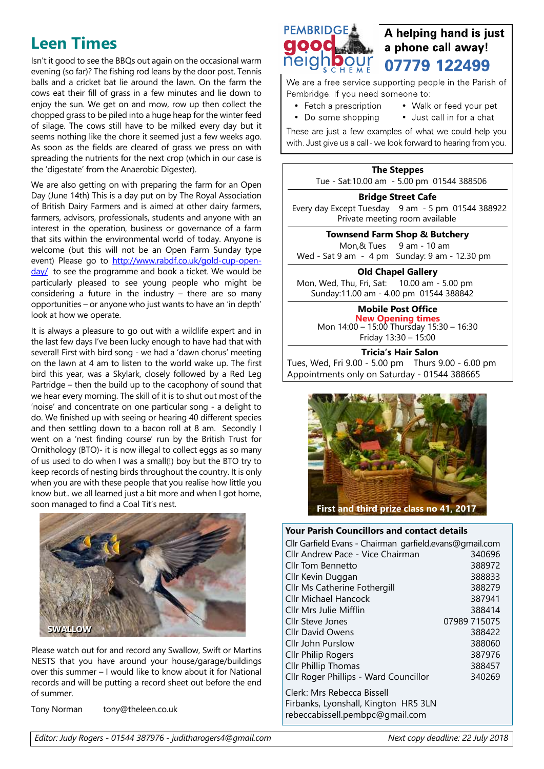## Leen Times

Isn't it good to see the BBQs out again on the occasional warm evening (so far)? The fishing rod leans by the door post. Tennis balls and a cricket bat lie around the lawn. On the farm the cows eat their fill of grass in a few minutes and lie down to enjoy the sun. We get on and mow, row up then collect the chopped grass to be piled into a huge heap for the winter feed of silage. The cows still have to be milked every day but it seems nothing like the chore it seemed just a few weeks ago. As soon as the fields are cleared of grass we press on with spreading the nutrients for the next crop (which in our case is the 'digestate' from the Anaerobic Digester).

We are also getting on with preparing the farm for an Open Day (June 14th) This is a day put on by The Royal Association of British Dairy Farmers and is aimed at other dairy farmers, farmers, advisors, professionals, students and anyone with an interest in the operation, business or governance of a farm that sits within the environmental world of today. Anyone is welcome (but this will not be an Open Farm Sunday type event) Please go to http://www.rabdf.co.uk/gold-cup-open-day/ to see the programme and book a ticket. We would be particularly pleased to see young people who might be considering a future in the industry – there are so many opportunities – or anyone who just wants to have an 'in depth' look at how we operate.

It is always a pleasure to go out with a wildlife expert and in the last few days I've been lucky enough to have had that with several! First with bird song - we had a 'dawn chorus' meeting on the lawn at 4 am to listen to the world wake up. The first bird this year, was a Skylark, closely followed by a Red Leg Partridge – then the build up to the cacophony of sound that we hear every morning. The skill of it is to shut out most of the 'noise' and concentrate on one particular song - a delight to do. We finished up with seeing or hearing 40 different species and then settling down to a bacon roll at 8 am. Secondly I went on a 'nest finding course' run by the British Trust for Ornithology (BTO)- it is now illegal to collect eggs as so many of us used to do when I was a small(!) boy but the BTO try to keep records of nesting birds throughout the country. It is only when you are with these people that you realise how little you know but.. we all learned just a bit more and when I got home, soon managed to find a Coal Tit's nest.

SWALLOW

Please watch out for and record any Swallow, Swift or Martins NESTS that you have around your house/garage/buildings over this summer – I would like to know about it for National records and will be putting a record sheet out before the end of summer.

Tony Norman tony@theleen.co.uk

---

**PEMBRIDGE good neighbour SCHEME**

**A helping hand is just a phone call away!**

**07779 122499**

We are a free service supporting people in the Parish of Pembridge. If you need someone to:

- Fetch a prescription
- Walk or feed your pet
- Do some shopping
- Just call in for a chat

These are just a few examples of what we could help you with. Just give us a call - we look forward to hearing from you.

---

**The Steppes**
Tue - Sat:10.00 am - 5.00 pm 01544 388506

**Bridge Street Cafe**
Every day Except Tuesday 9 am - 5 pm 01544 388922
Private meeting room available

**Townsend Farm Shop & Butchery**
Mon,& Tues 9 am - 10 am
Wed - Sat 9 am - 4 pm Sunday: 9 am - 12.30 pm

**Old Chapel Gallery**
Mon, Wed, Thu, Fri, Sat: 10.00 am - 5.00 pm
Sunday:11.00 am - 4.00 pm 01544 388842

**Mobile Post Office**
**New Opening times**
Mon 14:00 – 15:00 Thursday 15:30 – 16:30
Friday 13:30 – 15:00

**Tricia's Hair Salon**
Tues, Wed, Fri 9.00 - 5.00 pm Thurs 9.00 - 6.00 pm
Appointments only on Saturday - 01544 388665

First and third prize class no 41, 2017

---

**Your Parish Councillors and contact details**

| | |
|---|---|
| Cllr Garfield Evans - Chairman | garfield.evans@gmail.com |
| Cllr Andrew Pace - Vice Chairman | 340696 |
| Cllr Tom Bennetto | 388972 |
| Cllr Kevin Duggan | 388833 |
| Cllr Ms Catherine Fothergill | 388279 |
| Cllr Michael Hancock | 387941 |
| Cllr Mrs Julie Mifflin | 388414 |
| Cllr Steve Jones | 07989 715075 |
| Cllr David Owens | 388422 |
| Cllr John Purslow | 388060 |
| Cllr Philip Rogers | 387976 |
| Cllr Phillip Thomas | 388457 |
| Cllr Roger Phillips - Ward Councillor | 340269 |

Clerk: Mrs Rebecca Bissell
Firbanks, Lyonshall, Kington HR5 3LN
rebeccabissell.pembpc@gmail.com

---

*Editor: Judy Rogers - 01544 387976 - juditharogers4@gmail.com* *Next copy deadline: 22 July 2018*